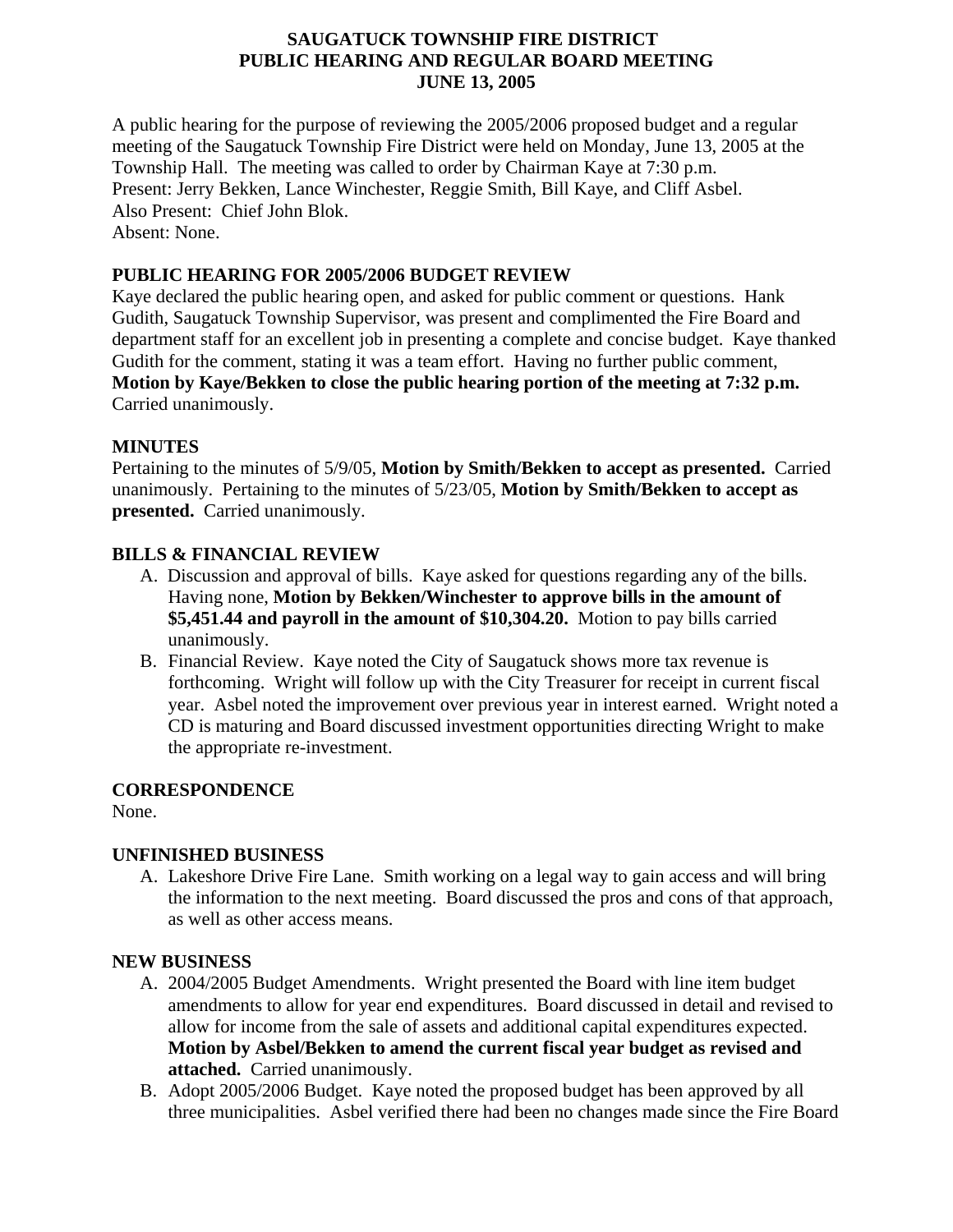# SAUGATUCK TOWNSHIP FIRE DISTRICT
# PUBLIC HEARING AND REGULAR BOARD MEETING
# JUNE 13, 2005

A public hearing for the purpose of reviewing the 2005/2006 proposed budget and a regular meeting of the Saugatuck Township Fire District were held on Monday, June 13, 2005 at the Township Hall. The meeting was called to order by Chairman Kaye at 7:30 p.m.
Present: Jerry Bekken, Lance Winchester, Reggie Smith, Bill Kaye, and Cliff Asbel.
Also Present: Chief John Blok.
Absent: None.

## PUBLIC HEARING FOR 2005/2006 BUDGET REVIEW

Kaye declared the public hearing open, and asked for public comment or questions. Hank Gudith, Saugatuck Township Supervisor, was present and complimented the Fire Board and department staff for an excellent job in presenting a complete and concise budget. Kaye thanked Gudith for the comment, stating it was a team effort. Having no further public comment, **Motion by Kaye/Bekken to close the public hearing portion of the meeting at 7:32 p.m.** Carried unanimously.

## MINUTES

Pertaining to the minutes of 5/9/05, **Motion by Smith/Bekken to accept as presented.** Carried unanimously. Pertaining to the minutes of 5/23/05, **Motion by Smith/Bekken to accept as presented.** Carried unanimously.

## BILLS & FINANCIAL REVIEW

A. Discussion and approval of bills. Kaye asked for questions regarding any of the bills. Having none, **Motion by Bekken/Winchester to approve bills in the amount of $5,451.44 and payroll in the amount of $10,304.20.** Motion to pay bills carried unanimously.
B. Financial Review. Kaye noted the City of Saugatuck shows more tax revenue is forthcoming. Wright will follow up with the City Treasurer for receipt in current fiscal year. Asbel noted the improvement over previous year in interest earned. Wright noted a CD is maturing and Board discussed investment opportunities directing Wright to make the appropriate re-investment.

## CORRESPONDENCE

None.

## UNFINISHED BUSINESS

A. Lakeshore Drive Fire Lane. Smith working on a legal way to gain access and will bring the information to the next meeting. Board discussed the pros and cons of that approach, as well as other access means.

## NEW BUSINESS

A. 2004/2005 Budget Amendments. Wright presented the Board with line item budget amendments to allow for year end expenditures. Board discussed in detail and revised to allow for income from the sale of assets and additional capital expenditures expected. **Motion by Asbel/Bekken to amend the current fiscal year budget as revised and attached.** Carried unanimously.
B. Adopt 2005/2006 Budget. Kaye noted the proposed budget has been approved by all three municipalities. Asbel verified there had been no changes made since the Fire Board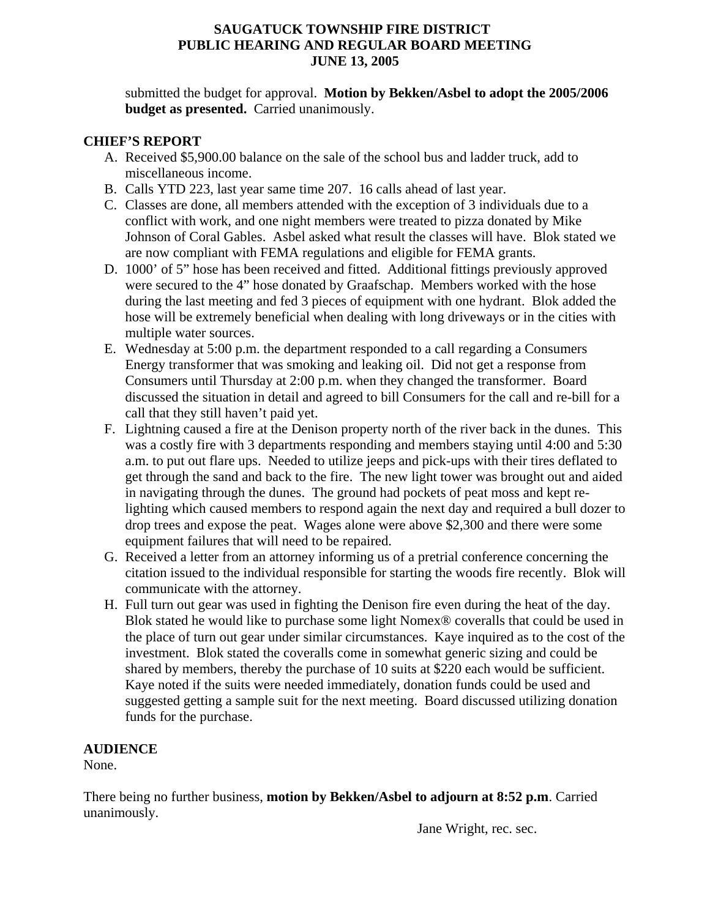submitted the budget for approval. **Motion by Bekken/Asbel to adopt the 2005/2006 budget as presented.** Carried unanimously.

**CHIEF'S REPORT**

A. Received $5,900.00 balance on the sale of the school bus and ladder truck, add to miscellaneous income.
B. Calls YTD 223, last year same time 207. 16 calls ahead of last year.
C. Classes are done, all members attended with the exception of 3 individuals due to a conflict with work, and one night members were treated to pizza donated by Mike Johnson of Coral Gables. Asbel asked what result the classes will have. Blok stated we are now compliant with FEMA regulations and eligible for FEMA grants.
D. 1000' of 5" hose has been received and fitted. Additional fittings previously approved were secured to the 4" hose donated by Graafschap. Members worked with the hose during the last meeting and fed 3 pieces of equipment with one hydrant. Blok added the hose will be extremely beneficial when dealing with long driveways or in the cities with multiple water sources.
E. Wednesday at 5:00 p.m. the department responded to a call regarding a Consumers Energy transformer that was smoking and leaking oil. Did not get a response from Consumers until Thursday at 2:00 p.m. when they changed the transformer. Board discussed the situation in detail and agreed to bill Consumers for the call and re-bill for a call that they still haven't paid yet.
F. Lightning caused a fire at the Denison property north of the river back in the dunes. This was a costly fire with 3 departments responding and members staying until 4:00 and 5:30 a.m. to put out flare ups. Needed to utilize jeeps and pick-ups with their tires deflated to get through the sand and back to the fire. The new light tower was brought out and aided in navigating through the dunes. The ground had pockets of peat moss and kept re-lighting which caused members to respond again the next day and required a bull dozer to drop trees and expose the peat. Wages alone were above $2,300 and there were some equipment failures that will need to be repaired.
G. Received a letter from an attorney informing us of a pretrial conference concerning the citation issued to the individual responsible for starting the woods fire recently. Blok will communicate with the attorney.
H. Full turn out gear was used in fighting the Denison fire even during the heat of the day. Blok stated he would like to purchase some light Nomex® coveralls that could be used in the place of turn out gear under similar circumstances. Kaye inquired as to the cost of the investment. Blok stated the coveralls come in somewhat generic sizing and could be shared by members, thereby the purchase of 10 suits at $220 each would be sufficient. Kaye noted if the suits were needed immediately, donation funds could be used and suggested getting a sample suit for the next meeting. Board discussed utilizing donation funds for the purchase.

**AUDIENCE**

None.

There being no further business, **motion by Bekken/Asbel to adjourn at 8:52 p.m**. Carried unanimously.

Jane Wright, rec. sec.